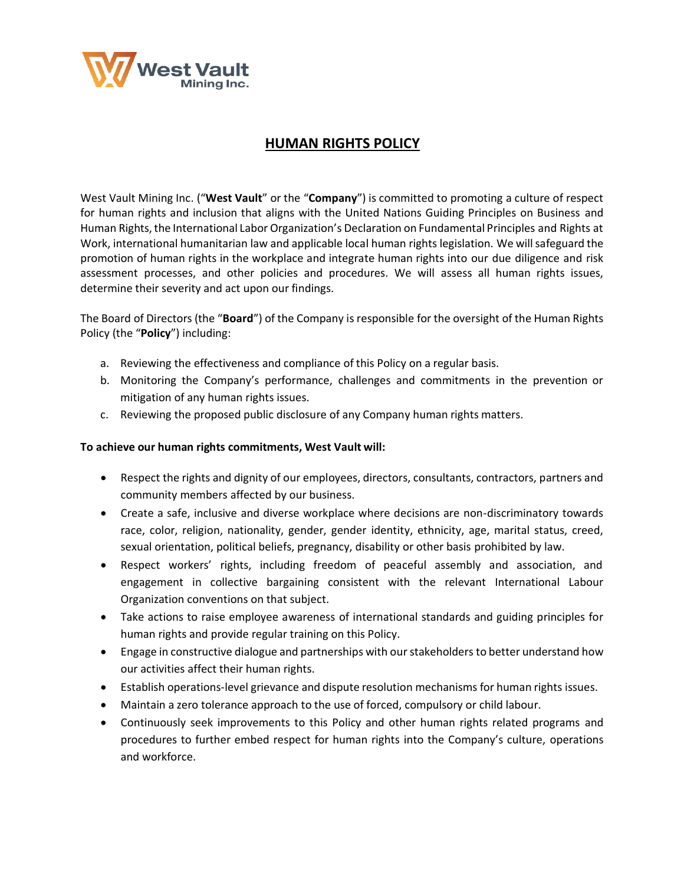# HUMAN RIGHTS POLICY

West Vault Mining Inc. ("**West Vault**" or the "**Company**") is committed to promoting a culture of respect for human rights and inclusion that aligns with the United Nations Guiding Principles on Business and Human Rights, the International Labor Organization's Declaration on Fundamental Principles and Rights at Work, international humanitarian law and applicable local human rights legislation. We will safeguard the promotion of human rights in the workplace and integrate human rights into our due diligence and risk assessment processes, and other policies and procedures. We will assess all human rights issues, determine their severity and act upon our findings.

The Board of Directors (the "**Board**") of the Company is responsible for the oversight of the Human Rights Policy (the "**Policy**") including:

a. Reviewing the effectiveness and compliance of this Policy on a regular basis.
b. Monitoring the Company's performance, challenges and commitments in the prevention or mitigation of any human rights issues.
c. Reviewing the proposed public disclosure of any Company human rights matters.

**To achieve our human rights commitments, West Vault will:**

- Respect the rights and dignity of our employees, directors, consultants, contractors, partners and community members affected by our business.
- Create a safe, inclusive and diverse workplace where decisions are non-discriminatory towards race, color, religion, nationality, gender, gender identity, ethnicity, age, marital status, creed, sexual orientation, political beliefs, pregnancy, disability or other basis prohibited by law.
- Respect workers' rights, including freedom of peaceful assembly and association, and engagement in collective bargaining consistent with the relevant International Labour Organization conventions on that subject.
- Take actions to raise employee awareness of international standards and guiding principles for human rights and provide regular training on this Policy.
- Engage in constructive dialogue and partnerships with our stakeholders to better understand how our activities affect their human rights.
- Establish operations-level grievance and dispute resolution mechanisms for human rights issues.
- Maintain a zero tolerance approach to the use of forced, compulsory or child labour.
- Continuously seek improvements to this Policy and other human rights related programs and procedures to further embed respect for human rights into the Company's culture, operations and workforce.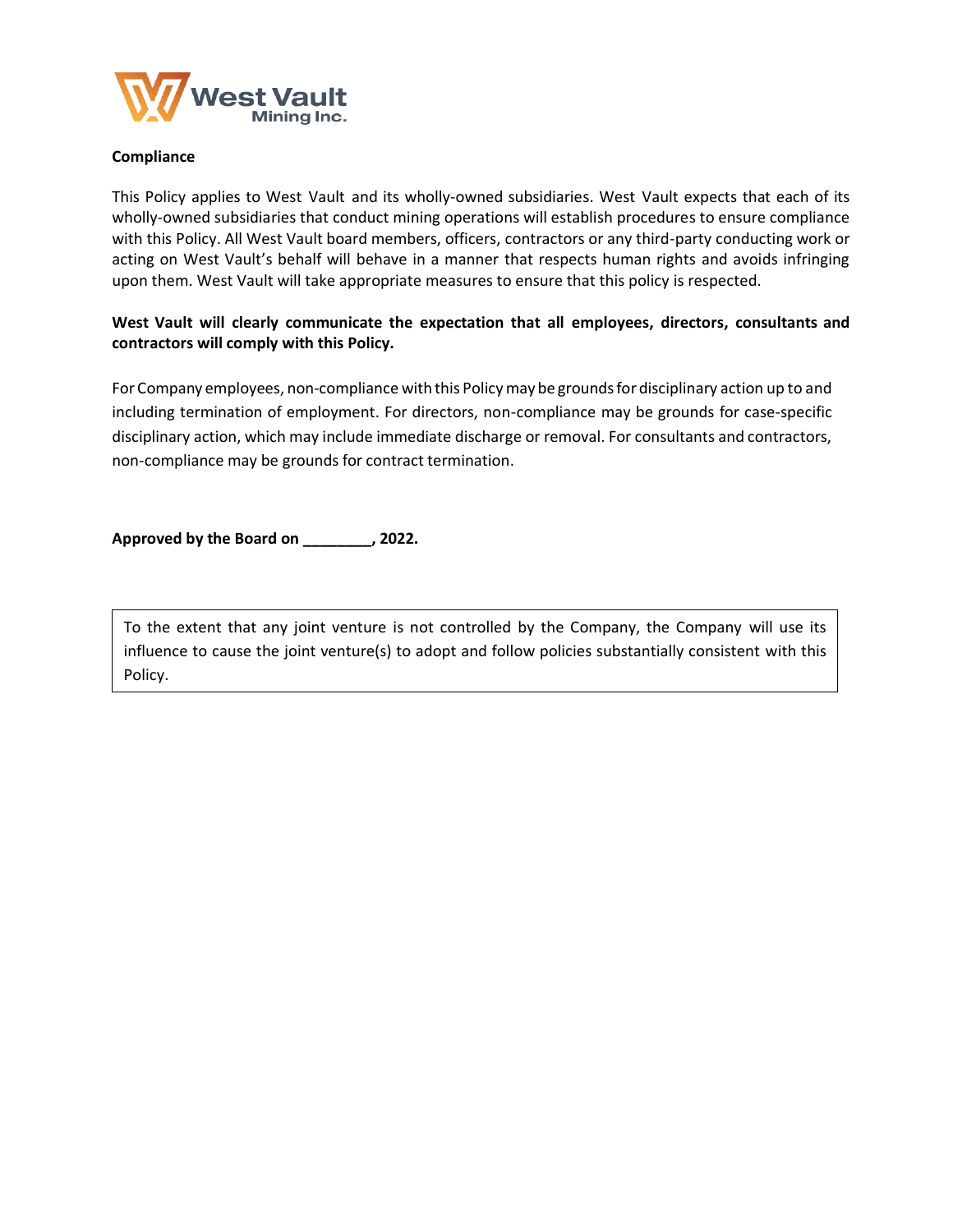**Compliance**

This Policy applies to West Vault and its wholly-owned subsidiaries. West Vault expects that each of its wholly-owned subsidiaries that conduct mining operations will establish procedures to ensure compliance with this Policy. All West Vault board members, officers, contractors or any third-party conducting work or acting on West Vault's behalf will behave in a manner that respects human rights and avoids infringing upon them. West Vault will take appropriate measures to ensure that this policy is respected.

**West Vault will clearly communicate the expectation that all employees, directors, consultants and contractors will comply with this Policy.**

For Company employees, non-compliance with this Policy may be grounds for disciplinary action up to and including termination of employment. For directors, non-compliance may be grounds for case-specific disciplinary action, which may include immediate discharge or removal. For consultants and contractors, non-compliance may be grounds for contract termination.

**Approved by the Board on ________, 2022.**

To the extent that any joint venture is not controlled by the Company, the Company will use its influence to cause the joint venture(s) to adopt and follow policies substantially consistent with this Policy.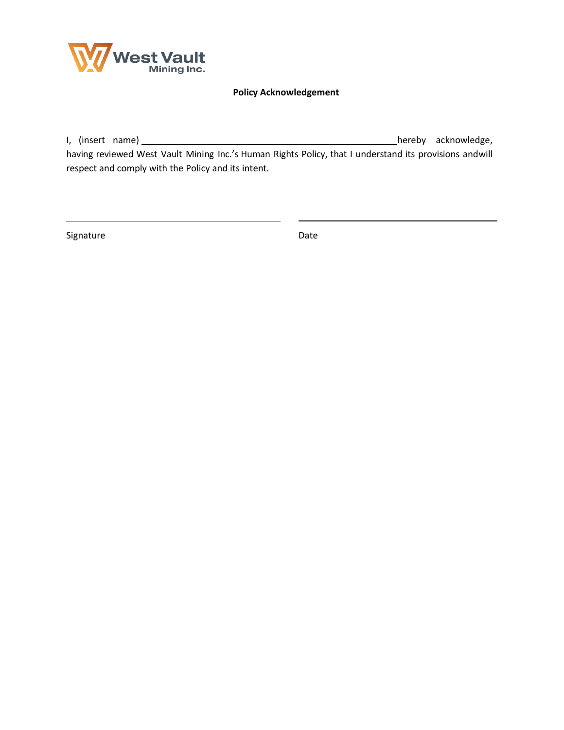West Vault Mining Inc.

**Policy Acknowledgement**

I, (insert name) ____________________________________________ hereby acknowledge, having reviewed West Vault Mining Inc.'s Human Rights Policy, that I understand its provisions andwill respect and comply with the Policy and its intent.

_________________________________ &nbsp;&nbsp;&nbsp;&nbsp; _________________________________

Signature &nbsp;&nbsp;&nbsp;&nbsp; Date